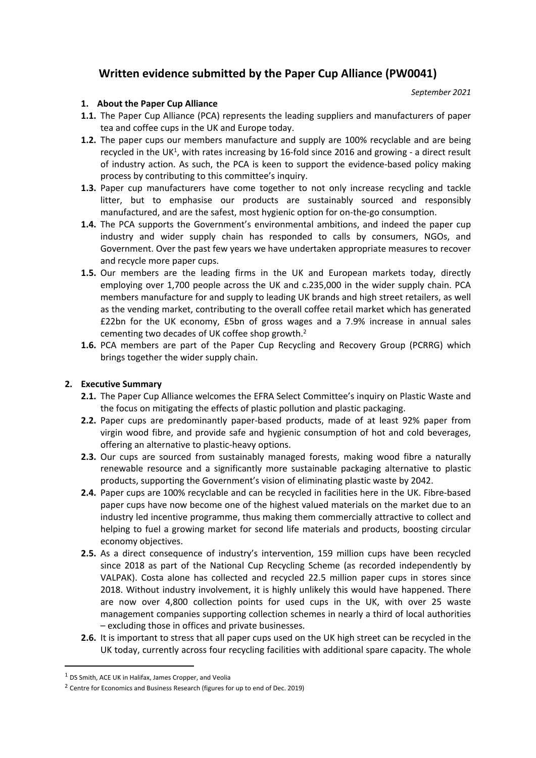# Written evidence submitted by the Paper Cup Alliance (PW0041)

*September 2021*

## 1. About the Paper Cup Alliance

**1.1.** The Paper Cup Alliance (PCA) represents the leading suppliers and manufacturers of paper tea and coffee cups in the UK and Europe today.

**1.2.** The paper cups our members manufacture and supply are 100% recyclable and are being recycled in the UK[1], with rates increasing by 16-fold since 2016 and growing - a direct result of industry action. As such, the PCA is keen to support the evidence-based policy making process by contributing to this committee's inquiry.

**1.3.** Paper cup manufacturers have come together to not only increase recycling and tackle litter, but to emphasise our products are sustainably sourced and responsibly manufactured, and are the safest, most hygienic option for on-the-go consumption.

**1.4.** The PCA supports the Government's environmental ambitions, and indeed the paper cup industry and wider supply chain has responded to calls by consumers, NGOs, and Government. Over the past few years we have undertaken appropriate measures to recover and recycle more paper cups.

**1.5.** Our members are the leading firms in the UK and European markets today, directly employing over 1,700 people across the UK and c.235,000 in the wider supply chain. PCA members manufacture for and supply to leading UK brands and high street retailers, as well as the vending market, contributing to the overall coffee retail market which has generated £22bn for the UK economy, £5bn of gross wages and a 7.9% increase in annual sales cementing two decades of UK coffee shop growth.[2]

**1.6.** PCA members are part of the Paper Cup Recycling and Recovery Group (PCRRG) which brings together the wider supply chain.

## 2. Executive Summary

**2.1.** The Paper Cup Alliance welcomes the EFRA Select Committee's inquiry on Plastic Waste and the focus on mitigating the effects of plastic pollution and plastic packaging.

**2.2.** Paper cups are predominantly paper-based products, made of at least 92% paper from virgin wood fibre, and provide safe and hygienic consumption of hot and cold beverages, offering an alternative to plastic-heavy options.

**2.3.** Our cups are sourced from sustainably managed forests, making wood fibre a naturally renewable resource and a significantly more sustainable packaging alternative to plastic products, supporting the Government's vision of eliminating plastic waste by 2042.

**2.4.** Paper cups are 100% recyclable and can be recycled in facilities here in the UK. Fibre-based paper cups have now become one of the highest valued materials on the market due to an industry led incentive programme, thus making them commercially attractive to collect and helping to fuel a growing market for second life materials and products, boosting circular economy objectives.

**2.5.** As a direct consequence of industry's intervention, 159 million cups have been recycled since 2018 as part of the National Cup Recycling Scheme (as recorded independently by VALPAK). Costa alone has collected and recycled 22.5 million paper cups in stores since 2018. Without industry involvement, it is highly unlikely this would have happened. There are now over 4,800 collection points for used cups in the UK, with over 25 waste management companies supporting collection schemes in nearly a third of local authorities – excluding those in offices and private businesses.

**2.6.** It is important to stress that all paper cups used on the UK high street can be recycled in the UK today, currently across four recycling facilities with additional spare capacity. The whole

---

[1] DS Smith, ACE UK in Halifax, James Cropper, and Veolia

[2] Centre for Economics and Business Research (figures for up to end of Dec. 2019)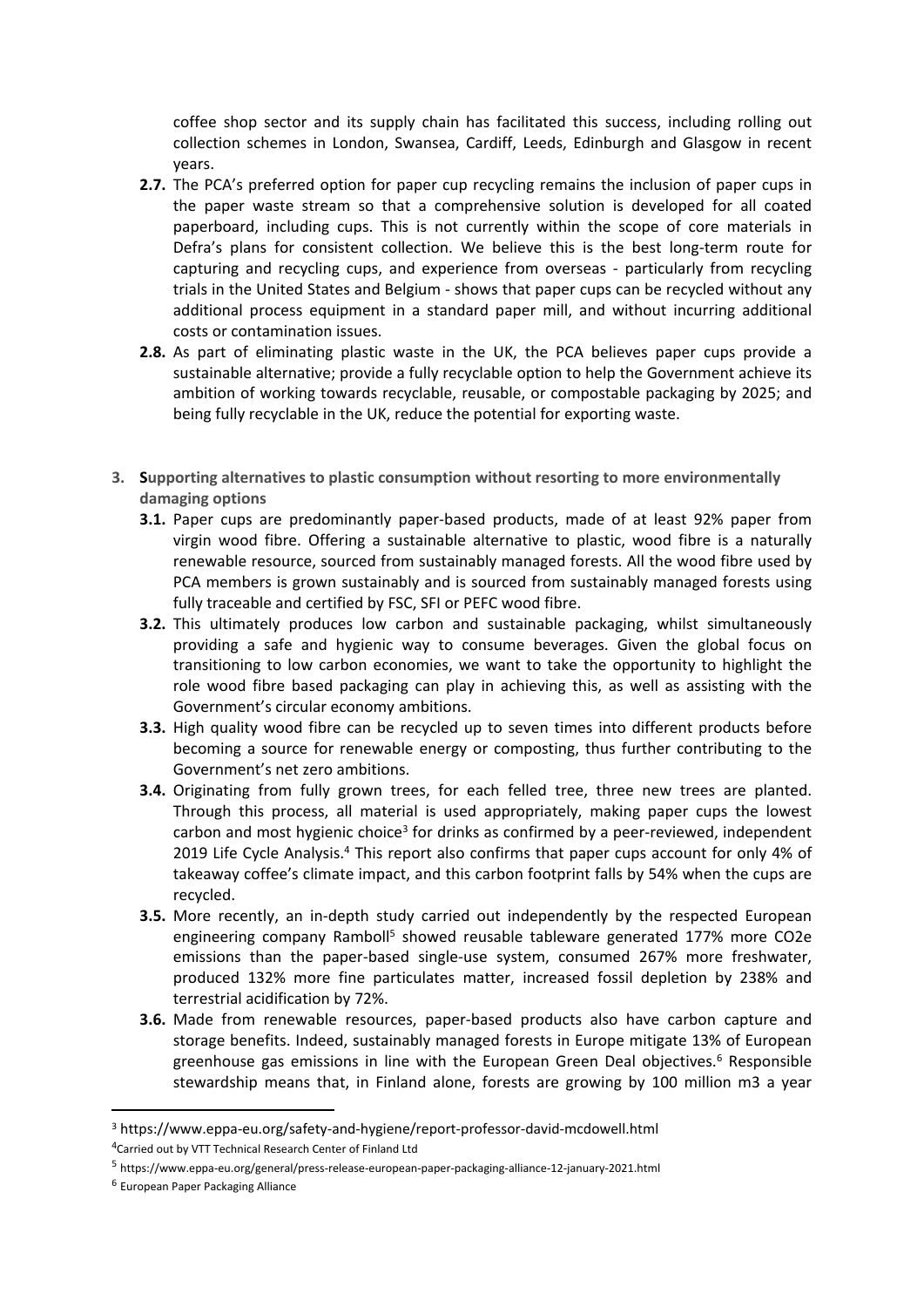coffee shop sector and its supply chain has facilitated this success, including rolling out collection schemes in London, Swansea, Cardiff, Leeds, Edinburgh and Glasgow in recent years.

**2.7.** The PCA's preferred option for paper cup recycling remains the inclusion of paper cups in the paper waste stream so that a comprehensive solution is developed for all coated paperboard, including cups. This is not currently within the scope of core materials in Defra's plans for consistent collection. We believe this is the best long-term route for capturing and recycling cups, and experience from overseas - particularly from recycling trials in the United States and Belgium - shows that paper cups can be recycled without any additional process equipment in a standard paper mill, and without incurring additional costs or contamination issues.

**2.8.** As part of eliminating plastic waste in the UK, the PCA believes paper cups provide a sustainable alternative; provide a fully recyclable option to help the Government achieve its ambition of working towards recyclable, reusable, or compostable packaging by 2025; and being fully recyclable in the UK, reduce the potential for exporting waste.

**3. Supporting alternatives to plastic consumption without resorting to more environmentally damaging options**

**3.1.** Paper cups are predominantly paper-based products, made of at least 92% paper from virgin wood fibre. Offering a sustainable alternative to plastic, wood fibre is a naturally renewable resource, sourced from sustainably managed forests. All the wood fibre used by PCA members is grown sustainably and is sourced from sustainably managed forests using fully traceable and certified by FSC, SFI or PEFC wood fibre.

**3.2.** This ultimately produces low carbon and sustainable packaging, whilst simultaneously providing a safe and hygienic way to consume beverages. Given the global focus on transitioning to low carbon economies, we want to take the opportunity to highlight the role wood fibre based packaging can play in achieving this, as well as assisting with the Government's circular economy ambitions.

**3.3.** High quality wood fibre can be recycled up to seven times into different products before becoming a source for renewable energy or composting, thus further contributing to the Government's net zero ambitions.

**3.4.** Originating from fully grown trees, for each felled tree, three new trees are planted. Through this process, all material is used appropriately, making paper cups the lowest carbon and most hygienic choice[3] for drinks as confirmed by a peer-reviewed, independent 2019 Life Cycle Analysis.[4] This report also confirms that paper cups account for only 4% of takeaway coffee's climate impact, and this carbon footprint falls by 54% when the cups are recycled.

**3.5.** More recently, an in-depth study carried out independently by the respected European engineering company Ramboll[5] showed reusable tableware generated 177% more $CO_2e$ emissions than the paper-based single-use system, consumed 267% more freshwater, produced 132% more fine particulates matter, increased fossil depletion by 238% and terrestrial acidification by 72%.

**3.6.** Made from renewable resources, paper-based products also have carbon capture and storage benefits. Indeed, sustainably managed forests in Europe mitigate 13% of European greenhouse gas emissions in line with the European Green Deal objectives.[6] Responsible stewardship means that, in Finland alone, forests are growing by 100 million $m^3$ a year

---

[3] https://www.eppa-eu.org/safety-and-hygiene/report-professor-david-mcdowell.html

[4] Carried out by VTT Technical Research Center of Finland Ltd

[5] https://www.eppa-eu.org/general/press-release-european-paper-packaging-alliance-12-january-2021.html

[6] European Paper Packaging Alliance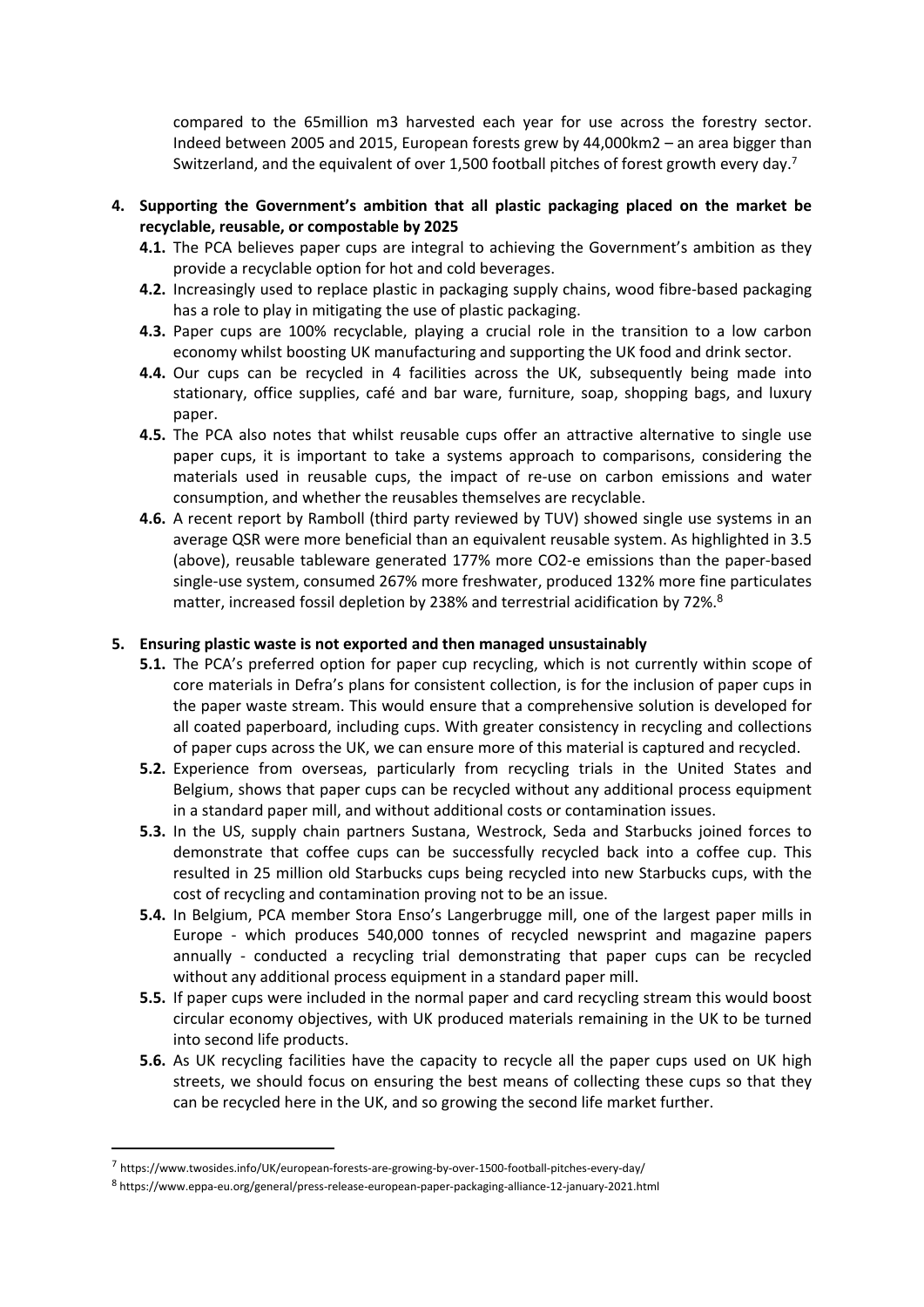compared to the 65million m3 harvested each year for use across the forestry sector. Indeed between 2005 and 2015, European forests grew by 44,000km2 – an area bigger than Switzerland, and the equivalent of over 1,500 football pitches of forest growth every day.[7]

4. **Supporting the Government's ambition that all plastic packaging placed on the market be recyclable, reusable, or compostable by 2025**
   - **4.1.** The PCA believes paper cups are integral to achieving the Government's ambition as they provide a recyclable option for hot and cold beverages.
   - **4.2.** Increasingly used to replace plastic in packaging supply chains, wood fibre-based packaging has a role to play in mitigating the use of plastic packaging.
   - **4.3.** Paper cups are 100% recyclable, playing a crucial role in the transition to a low carbon economy whilst boosting UK manufacturing and supporting the UK food and drink sector.
   - **4.4.** Our cups can be recycled in 4 facilities across the UK, subsequently being made into stationary, office supplies, café and bar ware, furniture, soap, shopping bags, and luxury paper.
   - **4.5.** The PCA also notes that whilst reusable cups offer an attractive alternative to single use paper cups, it is important to take a systems approach to comparisons, considering the materials used in reusable cups, the impact of re-use on carbon emissions and water consumption, and whether the reusables themselves are recyclable.
   - **4.6.** A recent report by Ramboll (third party reviewed by TUV) showed single use systems in an average QSR were more beneficial than an equivalent reusable system. As highlighted in 3.5 (above), reusable tableware generated 177% more CO2-e emissions than the paper-based single-use system, consumed 267% more freshwater, produced 132% more fine particulates matter, increased fossil depletion by 238% and terrestrial acidification by 72%.[8]

5. **Ensuring plastic waste is not exported and then managed unsustainably**
   - **5.1.** The PCA's preferred option for paper cup recycling, which is not currently within scope of core materials in Defra's plans for consistent collection, is for the inclusion of paper cups in the paper waste stream. This would ensure that a comprehensive solution is developed for all coated paperboard, including cups. With greater consistency in recycling and collections of paper cups across the UK, we can ensure more of this material is captured and recycled.
   - **5.2.** Experience from overseas, particularly from recycling trials in the United States and Belgium, shows that paper cups can be recycled without any additional process equipment in a standard paper mill, and without additional costs or contamination issues.
   - **5.3.** In the US, supply chain partners Sustana, Westrock, Seda and Starbucks joined forces to demonstrate that coffee cups can be successfully recycled back into a coffee cup. This resulted in 25 million old Starbucks cups being recycled into new Starbucks cups, with the cost of recycling and contamination proving not to be an issue.
   - **5.4.** In Belgium, PCA member Stora Enso's Langerbrugge mill, one of the largest paper mills in Europe - which produces 540,000 tonnes of recycled newsprint and magazine papers annually - conducted a recycling trial demonstrating that paper cups can be recycled without any additional process equipment in a standard paper mill.
   - **5.5.** If paper cups were included in the normal paper and card recycling stream this would boost circular economy objectives, with UK produced materials remaining in the UK to be turned into second life products.
   - **5.6.** As UK recycling facilities have the capacity to recycle all the paper cups used on UK high streets, we should focus on ensuring the best means of collecting these cups so that they can be recycled here in the UK, and so growing the second life market further.

---

[7] https://www.twosides.info/UK/european-forests-are-growing-by-over-1500-football-pitches-every-day/

[8] https://www.eppa-eu.org/general/press-release-european-paper-packaging-alliance-12-january-2021.html